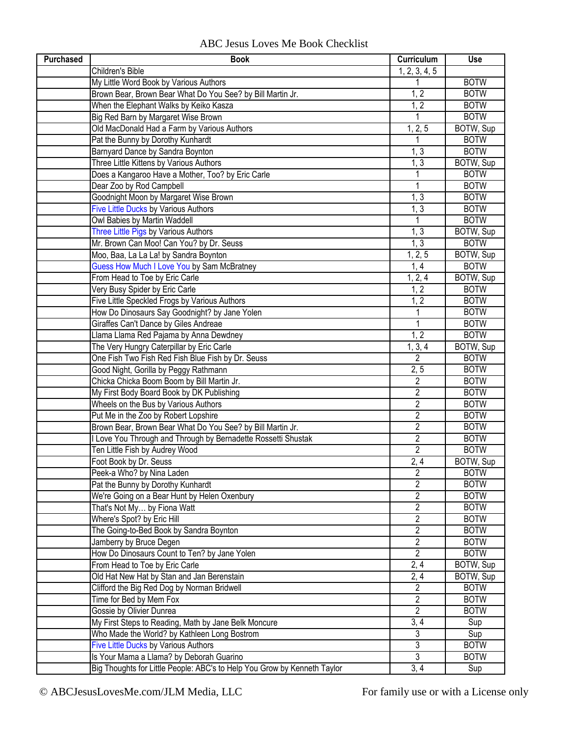# ABC Jesus Loves Me Book Checklist

| Purchased | Book | Curriculum | Use |
|---|---|---|---|
| | Children's Bible | 1, 2, 3, 4, 5 | |
| | My Little Word Book by Various Authors | 1 | BOTW |
| | Brown Bear, Brown Bear What Do You See? by Bill Martin Jr. | 1, 2 | BOTW |
| | When the Elephant Walks by Keiko Kasza | 1, 2 | BOTW |
| | Big Red Barn by Margaret Wise Brown | 1 | BOTW |
| | Old MacDonald Had a Farm by Various Authors | 1, 2, 5 | BOTW, Sup |
| | Pat the Bunny by Dorothy Kunhardt | 1 | BOTW |
| | Barnyard Dance by Sandra Boynton | 1, 3 | BOTW |
| | Three Little Kittens by Various Authors | 1, 3 | BOTW, Sup |
| | Does a Kangaroo Have a Mother, Too? by Eric Carle | 1 | BOTW |
| | Dear Zoo by Rod Campbell | 1 | BOTW |
| | Goodnight Moon by Margaret Wise Brown | 1, 3 | BOTW |
| | Five Little Ducks by Various Authors | 1, 3 | BOTW |
| | Owl Babies by Martin Waddell | 1 | BOTW |
| | Three Little Pigs by Various Authors | 1, 3 | BOTW, Sup |
| | Mr. Brown Can Moo! Can You? by Dr. Seuss | 1, 3 | BOTW |
| | Moo, Baa, La La La! by Sandra Boynton | 1, 2, 5 | BOTW, Sup |
| | Guess How Much I Love You by Sam McBratney | 1, 4 | BOTW |
| | From Head to Toe by Eric Carle | 1, 2, 4 | BOTW, Sup |
| | Very Busy Spider by Eric Carle | 1, 2 | BOTW |
| | Five Little Speckled Frogs by Various Authors | 1, 2 | BOTW |
| | How Do Dinosaurs Say Goodnight? by Jane Yolen | 1 | BOTW |
| | Giraffes Can't Dance by Giles Andreae | 1 | BOTW |
| | Llama Llama Red Pajama by Anna Dewdney | 1, 2 | BOTW |
| | The Very Hungry Caterpillar by Eric Carle | 1, 3, 4 | BOTW, Sup |
| | One Fish Two Fish Red Fish Blue Fish by Dr. Seuss | 2 | BOTW |
| | Good Night, Gorilla by Peggy Rathmann | 2, 5 | BOTW |
| | Chicka Chicka Boom Boom by Bill Martin Jr. | 2 | BOTW |
| | My First Body Board Book by DK Publishing | 2 | BOTW |
| | Wheels on the Bus by Various Authors | 2 | BOTW |
| | Put Me in the Zoo by Robert Lopshire | 2 | BOTW |
| | Brown Bear, Brown Bear What Do You See? by Bill Martin Jr. | 2 | BOTW |
| | I Love You Through and Through by Bernadette Rossetti Shustak | 2 | BOTW |
| | Ten Little Fish by Audrey Wood | 2 | BOTW |
| | Foot Book by Dr. Seuss | 2, 4 | BOTW, Sup |
| | Peek-a Who? by Nina Laden | 2 | BOTW |
| | Pat the Bunny by Dorothy Kunhardt | 2 | BOTW |
| | We're Going on a Bear Hunt by Helen Oxenbury | 2 | BOTW |
| | That's Not My… by Fiona Watt | 2 | BOTW |
| | Where's Spot? by Eric Hill | 2 | BOTW |
| | The Going-to-Bed Book by Sandra Boynton | 2 | BOTW |
| | Jamberry by Bruce Degen | 2 | BOTW |
| | How Do Dinosaurs Count to Ten? by Jane Yolen | 2 | BOTW |
| | From Head to Toe by Eric Carle | 2, 4 | BOTW, Sup |
| | Old Hat New Hat by Stan and Jan Berenstain | 2, 4 | BOTW, Sup |
| | Clifford the Big Red Dog by Norman Bridwell | 2 | BOTW |
| | Time for Bed by Mem Fox | 2 | BOTW |
| | Gossie by Olivier Dunrea | 2 | BOTW |
| | My First Steps to Reading, Math by Jane Belk Moncure | 3, 4 | Sup |
| | Who Made the World? by Kathleen Long Bostrom | 3 | Sup |
| | Five Little Ducks by Various Authors | 3 | BOTW |
| | Is Your Mama a Llama? by Deborah Guarino | 3 | BOTW |
| | Big Thoughts for Little People: ABC's to Help You Grow by Kenneth Taylor | 3, 4 | Sup |

© ABCJesusLovesMe.com/JLM Media, LLC — For family use or with a License only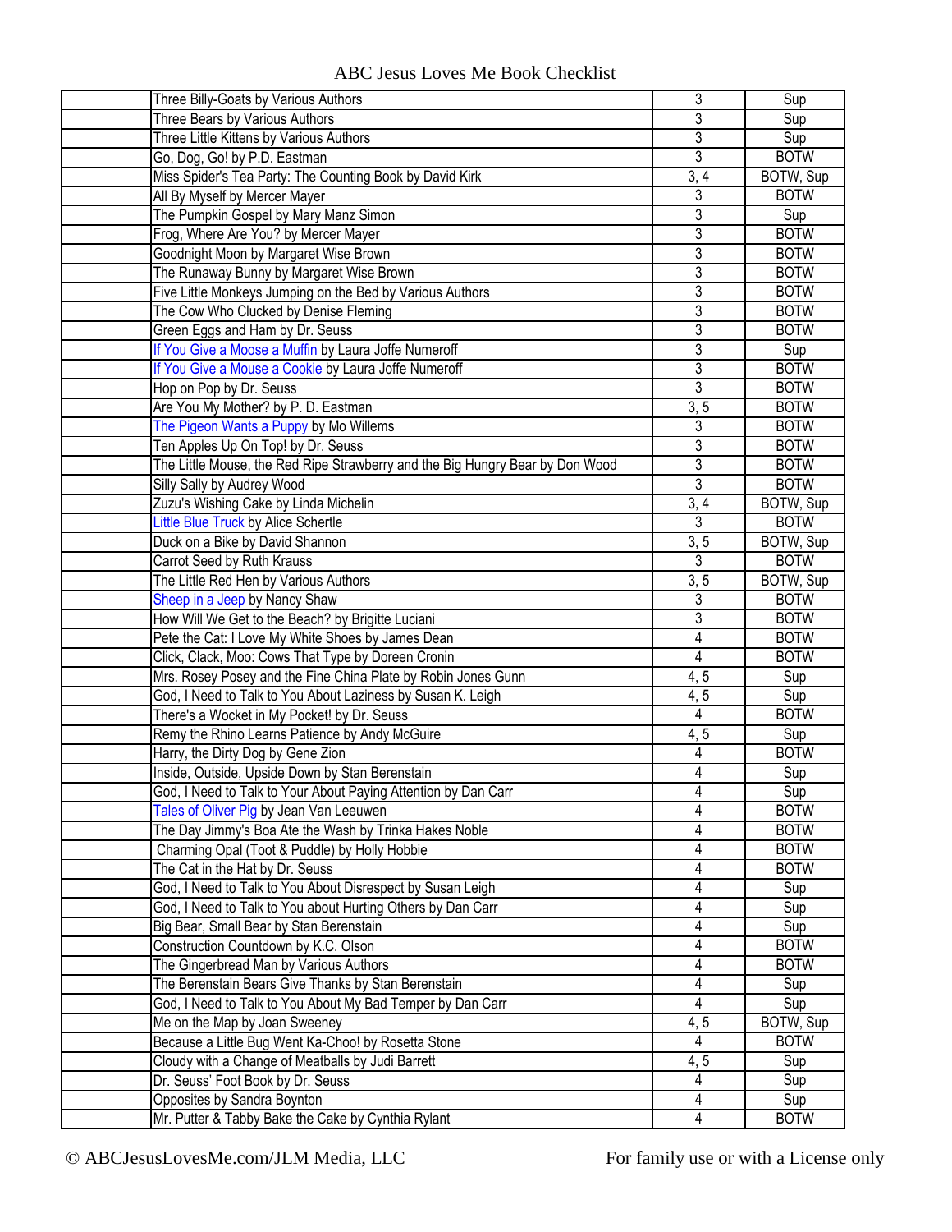# ABC Jesus Loves Me Book Checklist

| | | | |
|---|---|---|---|
| | Three Billy-Goats by Various Authors | 3 | Sup |
| | Three Bears by Various Authors | 3 | Sup |
| | Three Little Kittens by Various Authors | 3 | Sup |
| | Go, Dog, Go! by P.D. Eastman | 3 | BOTW |
| | Miss Spider's Tea Party: The Counting Book by David Kirk | 3, 4 | BOTW, Sup |
| | All By Myself by Mercer Mayer | 3 | BOTW |
| | The Pumpkin Gospel by Mary Manz Simon | 3 | Sup |
| | Frog, Where Are You? by Mercer Mayer | 3 | BOTW |
| | Goodnight Moon by Margaret Wise Brown | 3 | BOTW |
| | The Runaway Bunny by Margaret Wise Brown | 3 | BOTW |
| | Five Little Monkeys Jumping on the Bed by Various Authors | 3 | BOTW |
| | The Cow Who Clucked by Denise Fleming | 3 | BOTW |
| | Green Eggs and Ham by Dr. Seuss | 3 | BOTW |
| | If You Give a Moose a Muffin by Laura Joffe Numeroff | 3 | Sup |
| | If You Give a Mouse a Cookie by Laura Joffe Numeroff | 3 | BOTW |
| | Hop on Pop by Dr. Seuss | 3 | BOTW |
| | Are You My Mother? by P. D. Eastman | 3, 5 | BOTW |
| | The Pigeon Wants a Puppy by Mo Willems | 3 | BOTW |
| | Ten Apples Up On Top! by Dr. Seuss | 3 | BOTW |
| | The Little Mouse, the Red Ripe Strawberry and the Big Hungry Bear by Don Wood | 3 | BOTW |
| | Silly Sally by Audrey Wood | 3 | BOTW |
| | Zuzu's Wishing Cake by Linda Michelin | 3, 4 | BOTW, Sup |
| | Little Blue Truck by Alice Schertle | 3 | BOTW |
| | Duck on a Bike by David Shannon | 3, 5 | BOTW, Sup |
| | Carrot Seed by Ruth Krauss | 3 | BOTW |
| | The Little Red Hen by Various Authors | 3, 5 | BOTW, Sup |
| | Sheep in a Jeep by Nancy Shaw | 3 | BOTW |
| | How Will We Get to the Beach? by Brigitte Luciani | 3 | BOTW |
| | Pete the Cat: I Love My White Shoes by James Dean | 4 | BOTW |
| | Click, Clack, Moo: Cows That Type by Doreen Cronin | 4 | BOTW |
| | Mrs. Rosey Posey and the Fine China Plate by Robin Jones Gunn | 4, 5 | Sup |
| | God, I Need to Talk to You About Laziness by Susan K. Leigh | 4, 5 | Sup |
| | There's a Wocket in My Pocket! by Dr. Seuss | 4 | BOTW |
| | Remy the Rhino Learns Patience by Andy McGuire | 4, 5 | Sup |
| | Harry, the Dirty Dog by Gene Zion | 4 | BOTW |
| | Inside, Outside, Upside Down by Stan Berenstain | 4 | Sup |
| | God, I Need to Talk to Your About Paying Attention by Dan Carr | 4 | Sup |
| | Tales of Oliver Pig by Jean Van Leeuwen | 4 | BOTW |
| | The Day Jimmy's Boa Ate the Wash by Trinka Hakes Noble | 4 | BOTW |
| | Charming Opal (Toot & Puddle) by Holly Hobbie | 4 | BOTW |
| | The Cat in the Hat by Dr. Seuss | 4 | BOTW |
| | God, I Need to Talk to You About Disrespect by Susan Leigh | 4 | Sup |
| | God, I Need to Talk to You about Hurting Others by Dan Carr | 4 | Sup |
| | Big Bear, Small Bear by Stan Berenstain | 4 | Sup |
| | Construction Countdown by K.C. Olson | 4 | BOTW |
| | The Gingerbread Man by Various Authors | 4 | BOTW |
| | The Berenstain Bears Give Thanks by Stan Berenstain | 4 | Sup |
| | God, I Need to Talk to You About My Bad Temper by Dan Carr | 4 | Sup |
| | Me on the Map by Joan Sweeney | 4, 5 | BOTW, Sup |
| | Because a Little Bug Went Ka-Choo! by Rosetta Stone | 4 | BOTW |
| | Cloudy with a Change of Meatballs by Judi Barrett | 4, 5 | Sup |
| | Dr. Seuss' Foot Book by Dr. Seuss | 4 | Sup |
| | Opposites by Sandra Boynton | 4 | Sup |
| | Mr. Putter & Tabby Bake the Cake by Cynthia Rylant | 4 | BOTW |

© ABCJesusLovesMe.com/JLM Media, LLC    For family use or with a License only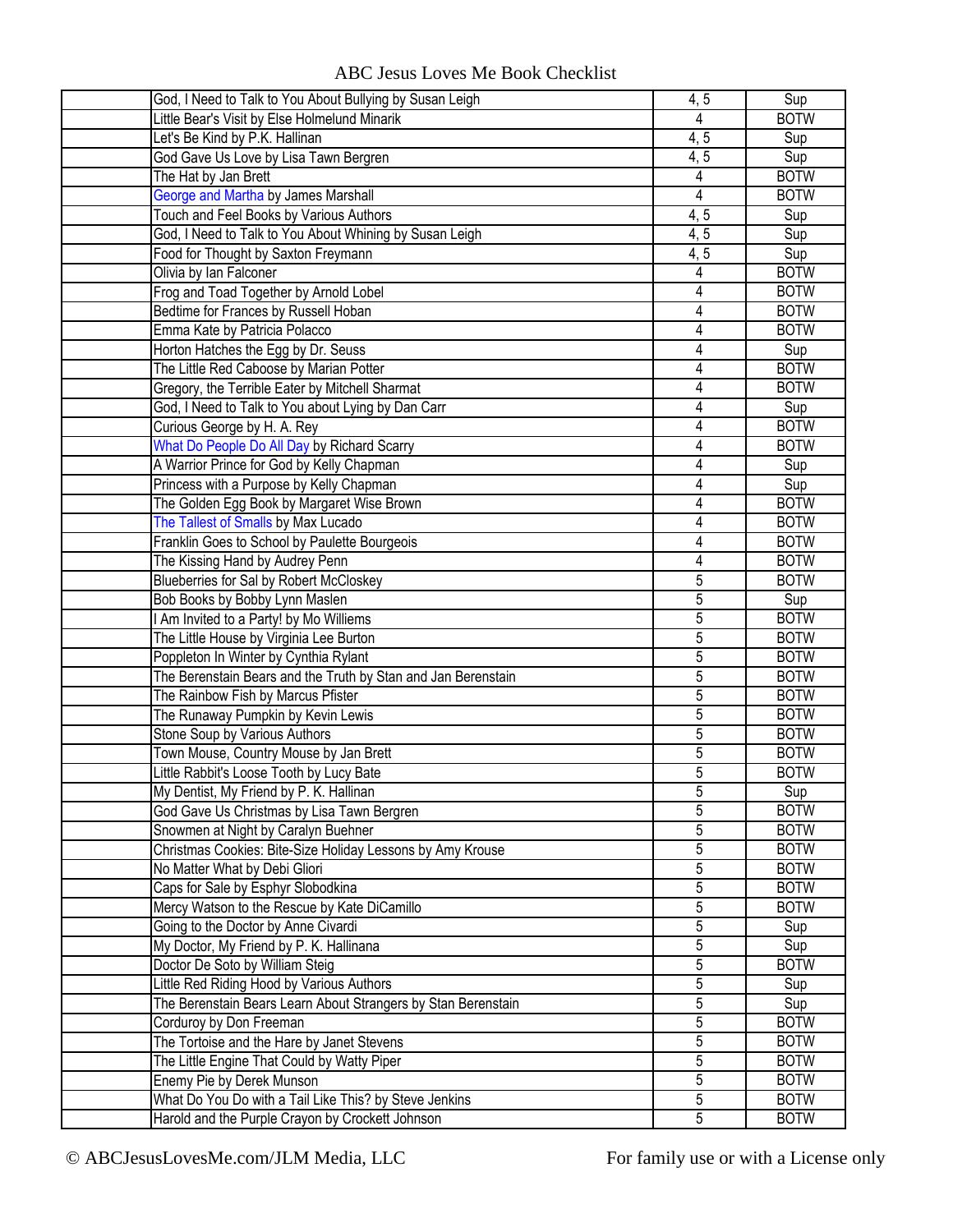# ABC Jesus Loves Me Book Checklist

| | | | |
|---|---|---|---|
| | God, I Need to Talk to You About Bullying by Susan Leigh | 4, 5 | Sup |
| | Little Bear's Visit by Else Holmelund Minarik | 4 | BOTW |
| | Let's Be Kind by P.K. Hallinan | 4, 5 | Sup |
| | God Gave Us Love by Lisa Tawn Bergren | 4, 5 | Sup |
| | The Hat by Jan Brett | 4 | BOTW |
| | George and Martha by James Marshall | 4 | BOTW |
| | Touch and Feel Books by Various Authors | 4, 5 | Sup |
| | God, I Need to Talk to You About Whining by Susan Leigh | 4, 5 | Sup |
| | Food for Thought by Saxton Freymann | 4, 5 | Sup |
| | Olivia by Ian Falconer | 4 | BOTW |
| | Frog and Toad Together by Arnold Lobel | 4 | BOTW |
| | Bedtime for Frances by Russell Hoban | 4 | BOTW |
| | Emma Kate by Patricia Polacco | 4 | BOTW |
| | Horton Hatches the Egg by Dr. Seuss | 4 | Sup |
| | The Little Red Caboose by Marian Potter | 4 | BOTW |
| | Gregory, the Terrible Eater by Mitchell Sharmat | 4 | BOTW |
| | God, I Need to Talk to You about Lying by Dan Carr | 4 | Sup |
| | Curious George by H. A. Rey | 4 | BOTW |
| | What Do People Do All Day by Richard Scarry | 4 | BOTW |
| | A Warrior Prince for God by Kelly Chapman | 4 | Sup |
| | Princess with a Purpose by Kelly Chapman | 4 | Sup |
| | The Golden Egg Book by Margaret Wise Brown | 4 | BOTW |
| | The Tallest of Smalls by Max Lucado | 4 | BOTW |
| | Franklin Goes to School by Paulette Bourgeois | 4 | BOTW |
| | The Kissing Hand by Audrey Penn | 4 | BOTW |
| | Blueberries for Sal by Robert McCloskey | 5 | BOTW |
| | Bob Books by Bobby Lynn Maslen | 5 | Sup |
| | I Am Invited to a Party! by Mo Williems | 5 | BOTW |
| | The Little House by Virginia Lee Burton | 5 | BOTW |
| | Poppleton In Winter by Cynthia Rylant | 5 | BOTW |
| | The Berenstain Bears and the Truth by Stan and Jan Berenstain | 5 | BOTW |
| | The Rainbow Fish by Marcus Pfister | 5 | BOTW |
| | The Runaway Pumpkin by Kevin Lewis | 5 | BOTW |
| | Stone Soup by Various Authors | 5 | BOTW |
| | Town Mouse, Country Mouse by Jan Brett | 5 | BOTW |
| | Little Rabbit's Loose Tooth by Lucy Bate | 5 | BOTW |
| | My Dentist, My Friend by P. K. Hallinan | 5 | Sup |
| | God Gave Us Christmas by Lisa Tawn Bergren | 5 | BOTW |
| | Snowmen at Night by Caralyn Buehner | 5 | BOTW |
| | Christmas Cookies: Bite-Size Holiday Lessons by Amy Krouse | 5 | BOTW |
| | No Matter What by Debi Gliori | 5 | BOTW |
| | Caps for Sale by Esphyr Slobodkina | 5 | BOTW |
| | Mercy Watson to the Rescue by Kate DiCamillo | 5 | BOTW |
| | Going to the Doctor by Anne Civardi | 5 | Sup |
| | My Doctor, My Friend by P. K. Hallinana | 5 | Sup |
| | Doctor De Soto by William Steig | 5 | BOTW |
| | Little Red Riding Hood by Various Authors | 5 | Sup |
| | The Berenstain Bears Learn About Strangers by Stan Berenstain | 5 | Sup |
| | Corduroy by Don Freeman | 5 | BOTW |
| | The Tortoise and the Hare by Janet Stevens | 5 | BOTW |
| | The Little Engine That Could by Watty Piper | 5 | BOTW |
| | Enemy Pie by Derek Munson | 5 | BOTW |
| | What Do You Do with a Tail Like This? by Steve Jenkins | 5 | BOTW |
| | Harold and the Purple Crayon by Crockett Johnson | 5 | BOTW |

© ABCJesusLovesMe.com/JLM Media, LLC — For family use or with a License only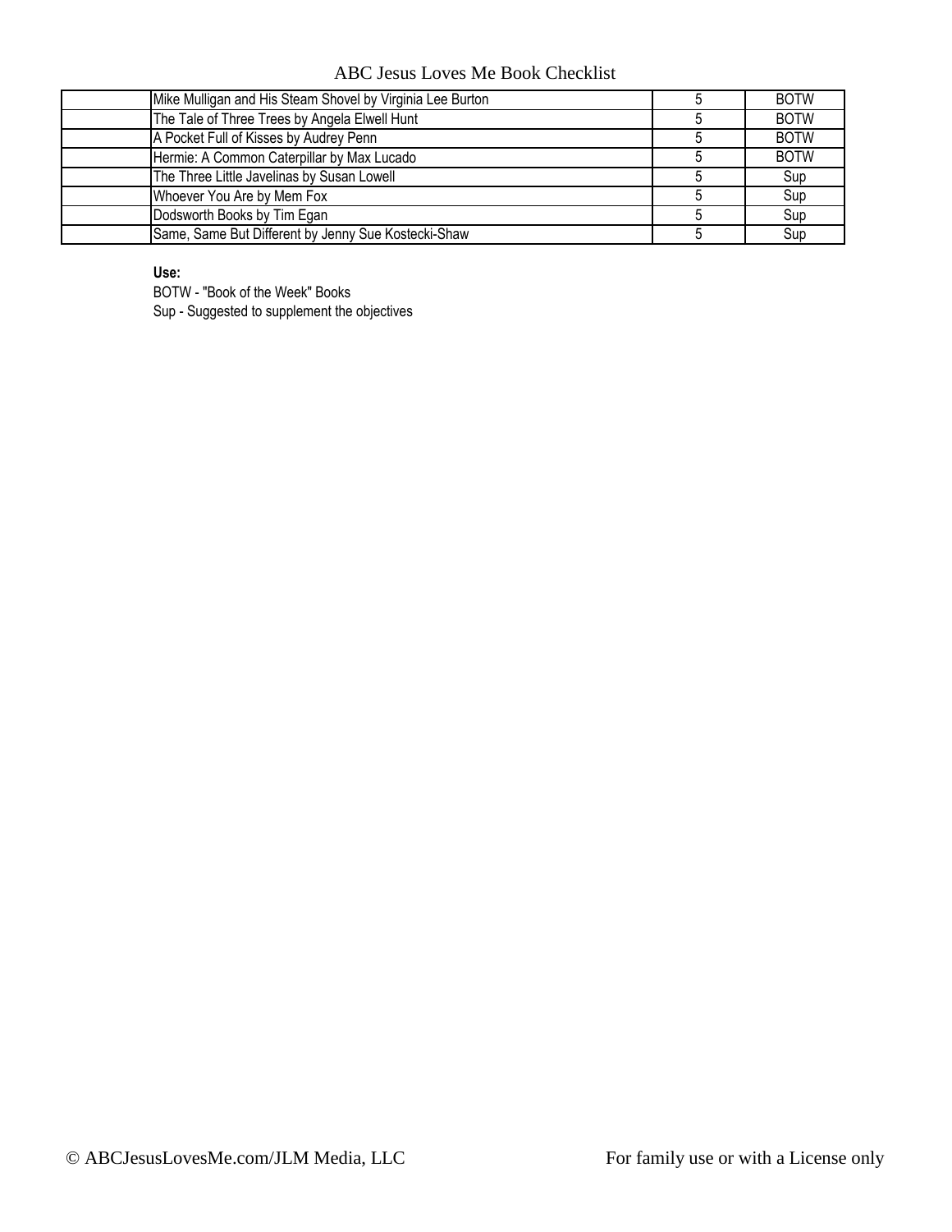# ABC Jesus Loves Me Book Checklist

| | | | |
|---|---|---|---|
| | Mike Mulligan and His Steam Shovel by Virginia Lee Burton | 5 | BOTW |
| | The Tale of Three Trees by Angela Elwell Hunt | 5 | BOTW |
| | A Pocket Full of Kisses by Audrey Penn | 5 | BOTW |
| | Hermie: A Common Caterpillar by Max Lucado | 5 | BOTW |
| | The Three Little Javelinas by Susan Lowell | 5 | Sup |
| | Whoever You Are by Mem Fox | 5 | Sup |
| | Dodsworth Books by Tim Egan | 5 | Sup |
| | Same, Same But Different by Jenny Sue Kostecki-Shaw | 5 | Sup |

**Use:**

BOTW - "Book of the Week" Books

Sup - Suggested to supplement the objectives

© ABCJesusLovesMe.com/JLM Media, LLC

For family use or with a License only